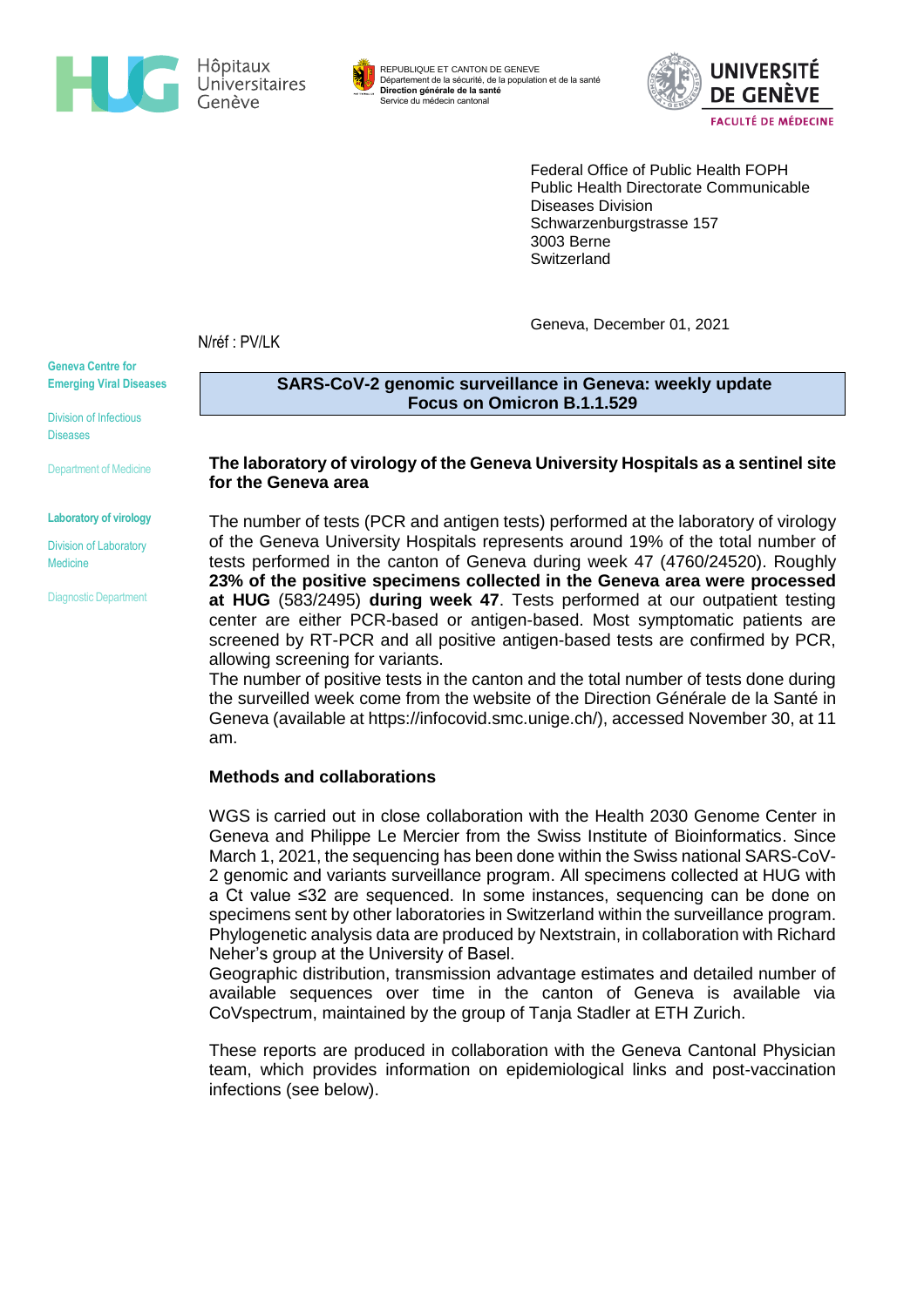Hôpitaux Universitaires Genève

REPUBLIQUE ET CANTON DE GENEVE
Département de la sécurité, de la population et de la santé
**Direction générale de la santé**
Service du médecin cantonal

UNIVERSITÉ DE GENÈVE
FACULTÉ DE MÉDECINE

Federal Office of Public Health FOPH
Public Health Directorate Communicable Diseases Division
Schwarzenburgstrasse 157
3003 Berne
Switzerland

Geneva, December 01, 2021

N/réf : PV/LK

**Geneva Centre for Emerging Viral Diseases**

Division of Infectious Diseases

Department of Medicine

**Laboratory of virology**

Division of Laboratory Medicine

Diagnostic Department

## SARS-CoV-2 genomic surveillance in Geneva: weekly update
## Focus on Omicron B.1.1.529

### The laboratory of virology of the Geneva University Hospitals as a sentinel site for the Geneva area

The number of tests (PCR and antigen tests) performed at the laboratory of virology of the Geneva University Hospitals represents around 19% of the total number of tests performed in the canton of Geneva during week 47 (4760/24520). Roughly **23% of the positive specimens collected in the Geneva area were processed at HUG** (583/2495) **during week 47**. Tests performed at our outpatient testing center are either PCR-based or antigen-based. Most symptomatic patients are screened by RT-PCR and all positive antigen-based tests are confirmed by PCR, allowing screening for variants.
The number of positive tests in the canton and the total number of tests done during the surveilled week come from the website of the Direction Générale de la Santé in Geneva (available at https://infocovid.smc.unige.ch/), accessed November 30, at 11 am.

### Methods and collaborations

WGS is carried out in close collaboration with the Health 2030 Genome Center in Geneva and Philippe Le Mercier from the Swiss Institute of Bioinformatics. Since March 1, 2021, the sequencing has been done within the Swiss national SARS-CoV-2 genomic and variants surveillance program. All specimens collected at HUG with a Ct value ≤32 are sequenced. In some instances, sequencing can be done on specimens sent by other laboratories in Switzerland within the surveillance program. Phylogenetic analysis data are produced by Nextstrain, in collaboration with Richard Neher's group at the University of Basel.
Geographic distribution, transmission advantage estimates and detailed number of available sequences over time in the canton of Geneva is available via CoVspectrum, maintained by the group of Tanja Stadler at ETH Zurich.

These reports are produced in collaboration with the Geneva Cantonal Physician team, which provides information on epidemiological links and post-vaccination infections (see below).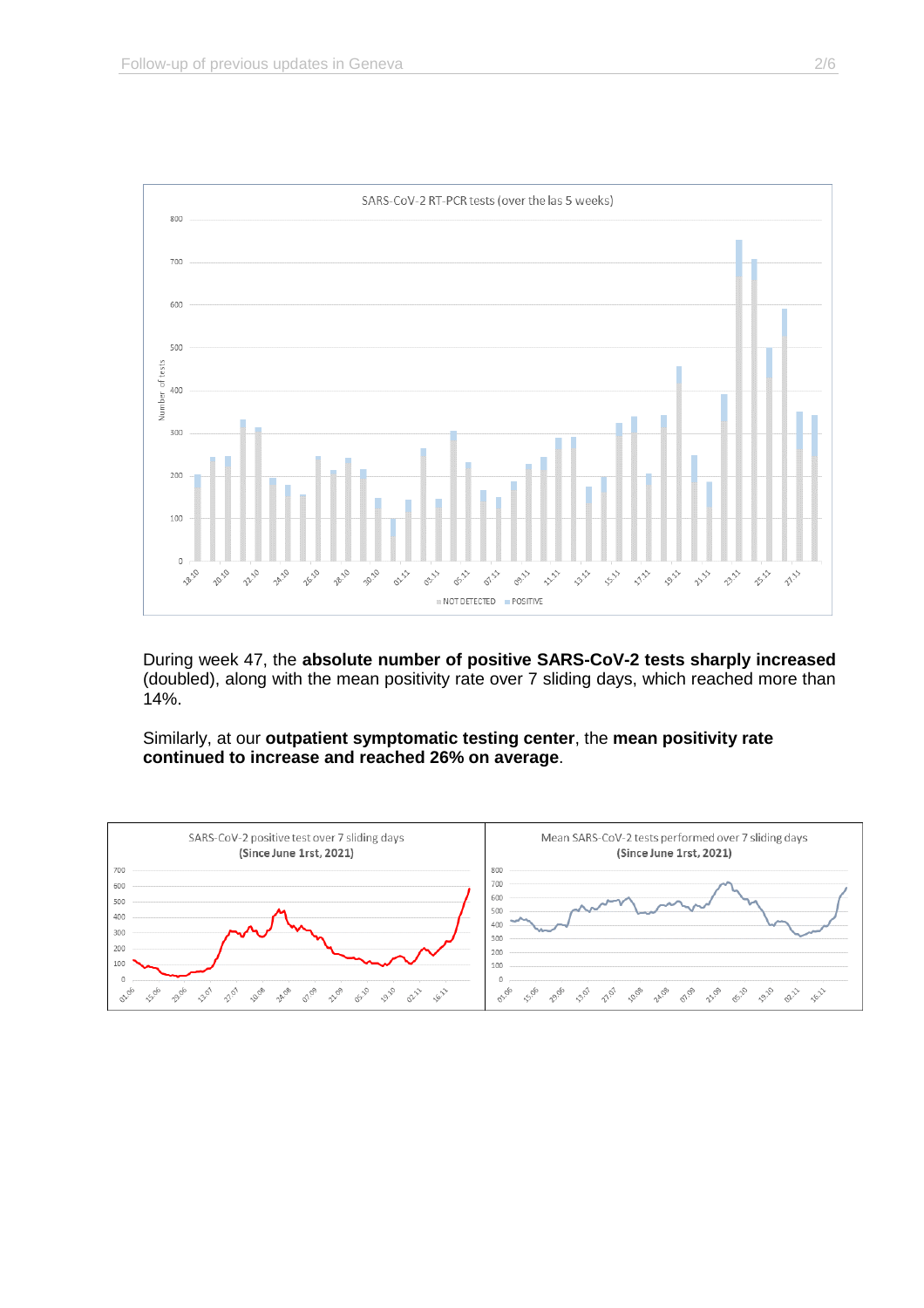During week 47, the **absolute number of positive SARS-CoV-2 tests sharply increased** (doubled), along with the mean positivity rate over 7 sliding days, which reached more than 14%.

Similarly, at our **outpatient symptomatic testing center**, the **mean positivity rate continued to increase and reached 26% on average**.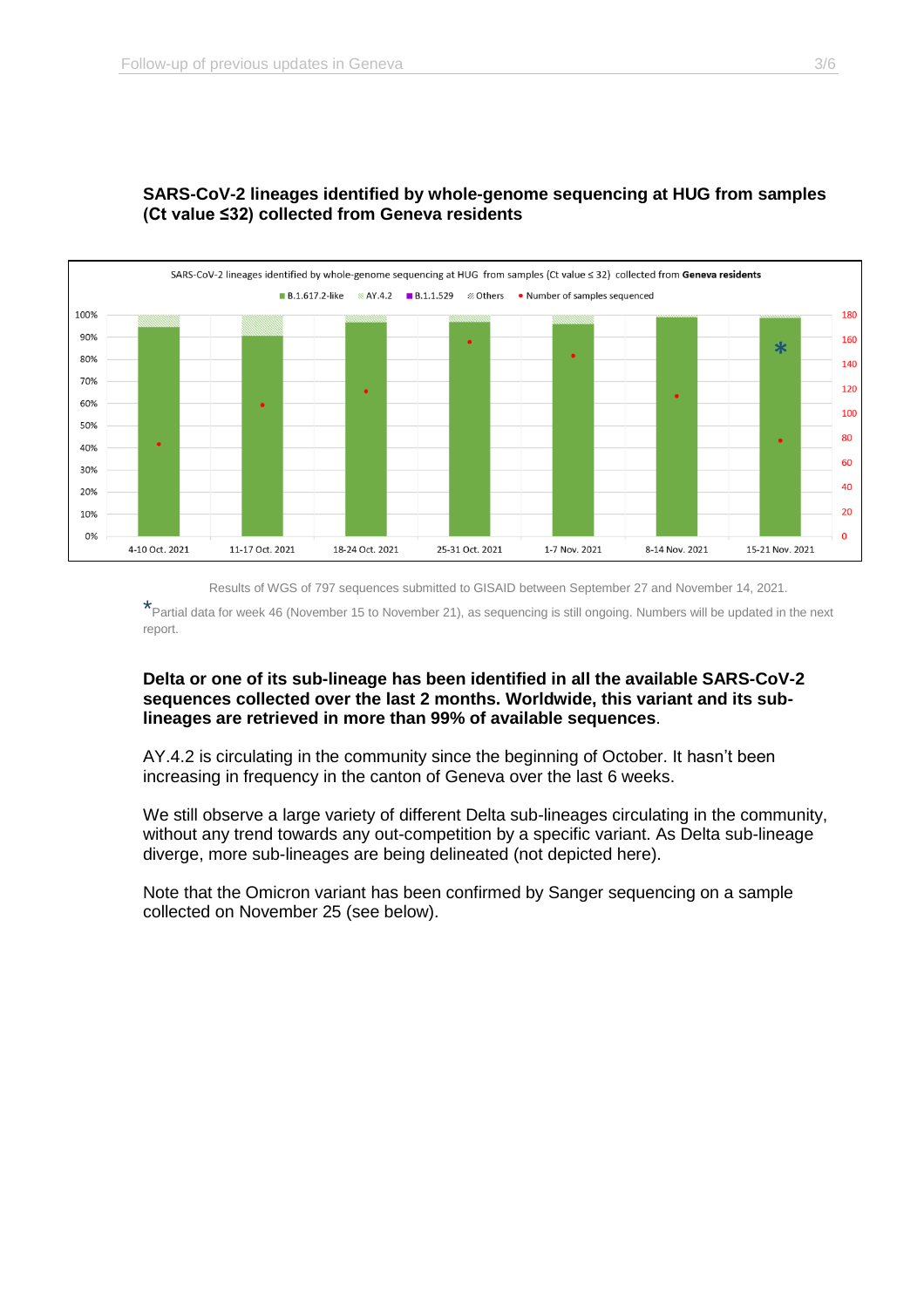**SARS-CoV-2 lineages identified by whole-genome sequencing at HUG from samples (Ct value ≤32) collected from Geneva residents**

Results of WGS of 797 sequences submitted to GISAID between September 27 and November 14, 2021.

*Partial data for week 46 (November 15 to November 21), as sequencing is still ongoing. Numbers will be updated in the next report.

**Delta or one of its sub-lineage has been identified in all the available SARS-CoV-2 sequences collected over the last 2 months. Worldwide, this variant and its sub-lineages are retrieved in more than 99% of available sequences**.

AY.4.2 is circulating in the community since the beginning of October. It hasn't been increasing in frequency in the canton of Geneva over the last 6 weeks.

We still observe a large variety of different Delta sub-lineages circulating in the community, without any trend towards any out-competition by a specific variant. As Delta sub-lineage diverge, more sub-lineages are being delineated (not depicted here).

Note that the Omicron variant has been confirmed by Sanger sequencing on a sample collected on November 25 (see below).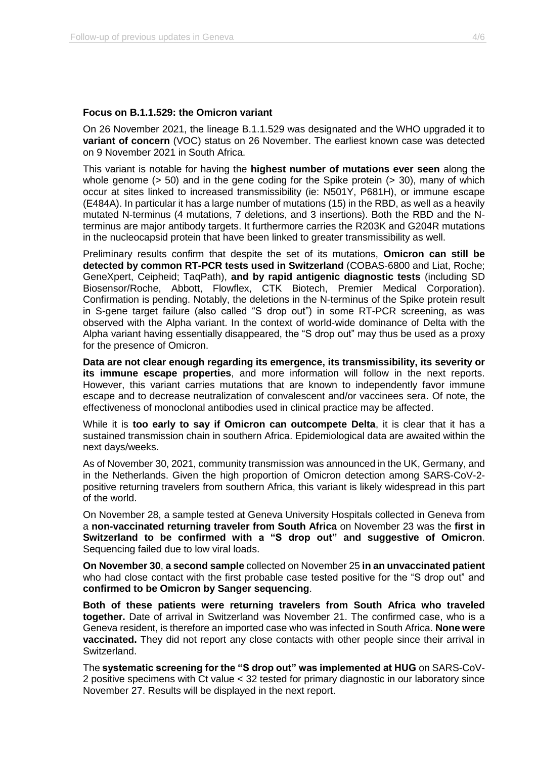**Focus on B.1.1.529: the Omicron variant**

On 26 November 2021, the lineage B.1.1.529 was designated and the WHO upgraded it to **variant of concern** (VOC) status on 26 November. The earliest known case was detected on 9 November 2021 in South Africa.

This variant is notable for having the **highest number of mutations ever seen** along the whole genome (> 50) and in the gene coding for the Spike protein (> 30), many of which occur at sites linked to increased transmissibility (ie: N501Y, P681H), or immune escape (E484A). In particular it has a large number of mutations (15) in the RBD, as well as a heavily mutated N-terminus (4 mutations, 7 deletions, and 3 insertions). Both the RBD and the N-terminus are major antibody targets. It furthermore carries the R203K and G204R mutations in the nucleocapsid protein that have been linked to greater transmissibility as well.

Preliminary results confirm that despite the set of its mutations, **Omicron can still be detected by common RT-PCR tests used in Switzerland** (COBAS-6800 and Liat, Roche; GeneXpert, Ceipheid; TaqPath), **and by rapid antigenic diagnostic tests** (including SD Biosensor/Roche, Abbott, Flowflex, CTK Biotech, Premier Medical Corporation). Confirmation is pending. Notably, the deletions in the N-terminus of the Spike protein result in S-gene target failure (also called "S drop out") in some RT-PCR screening, as was observed with the Alpha variant. In the context of world-wide dominance of Delta with the Alpha variant having essentially disappeared, the "S drop out" may thus be used as a proxy for the presence of Omicron.

**Data are not clear enough regarding its emergence, its transmissibility, its severity or its immune escape properties**, and more information will follow in the next reports. However, this variant carries mutations that are known to independently favor immune escape and to decrease neutralization of convalescent and/or vaccinees sera. Of note, the effectiveness of monoclonal antibodies used in clinical practice may be affected.

While it is **too early to say if Omicron can outcompete Delta**, it is clear that it has a sustained transmission chain in southern Africa. Epidemiological data are awaited within the next days/weeks.

As of November 30, 2021, community transmission was announced in the UK, Germany, and in the Netherlands. Given the high proportion of Omicron detection among SARS-CoV-2-positive returning travelers from southern Africa, this variant is likely widespread in this part of the world.

On November 28, a sample tested at Geneva University Hospitals collected in Geneva from a **non-vaccinated returning traveler from South Africa** on November 23 was the **first in Switzerland to be confirmed with a "S drop out" and suggestive of Omicron**. Sequencing failed due to low viral loads.

**On November 30**, **a second sample** collected on November 25 **in an unvaccinated patient** who had close contact with the first probable case tested positive for the "S drop out" and **confirmed to be Omicron by Sanger sequencing**.

**Both of these patients were returning travelers from South Africa who traveled together.** Date of arrival in Switzerland was November 21. The confirmed case, who is a Geneva resident, is therefore an imported case who was infected in South Africa. **None were vaccinated.** They did not report any close contacts with other people since their arrival in Switzerland.

The **systematic screening for the "S drop out" was implemented at HUG** on SARS-CoV-2 positive specimens with Ct value < 32 tested for primary diagnostic in our laboratory since November 27. Results will be displayed in the next report.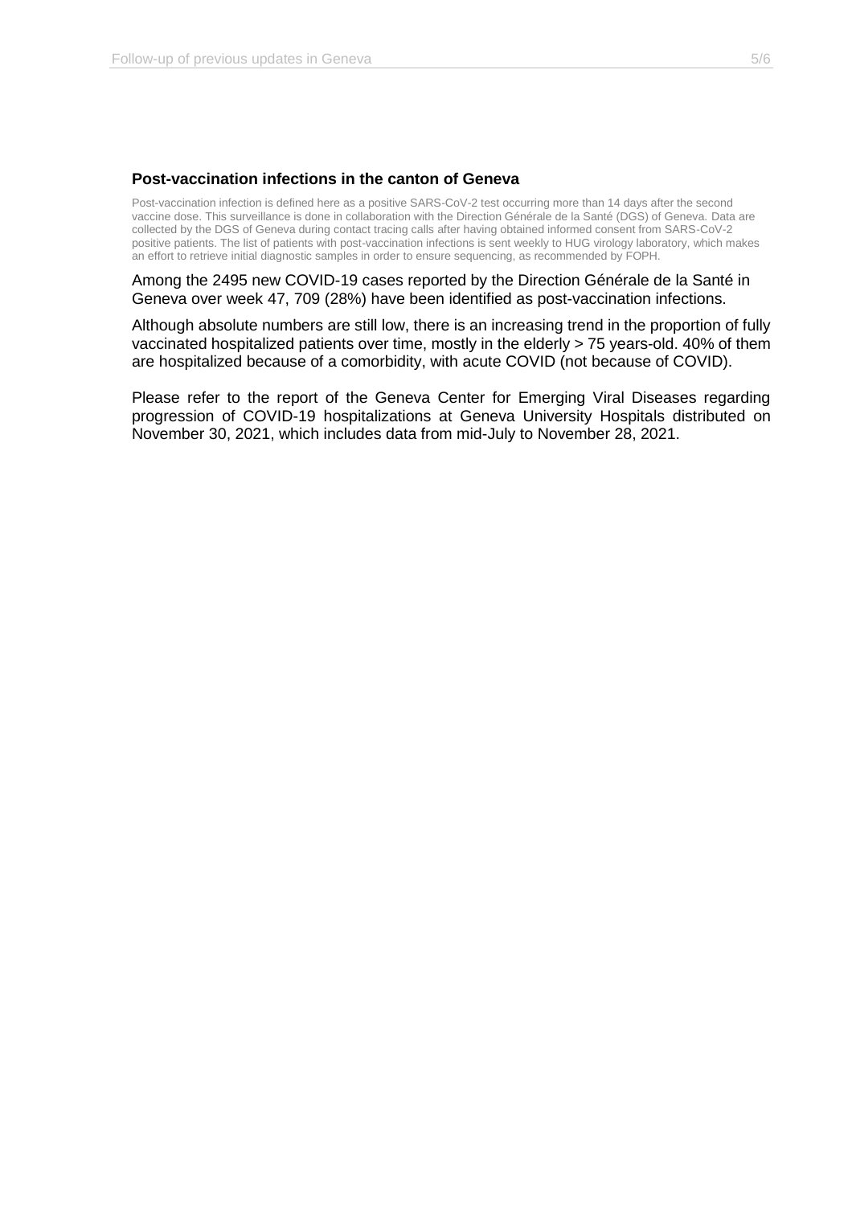### Post-vaccination infections in the canton of Geneva

Post-vaccination infection is defined here as a positive SARS-CoV-2 test occurring more than 14 days after the second vaccine dose. This surveillance is done in collaboration with the Direction Générale de la Santé (DGS) of Geneva. Data are collected by the DGS of Geneva during contact tracing calls after having obtained informed consent from SARS-CoV-2 positive patients. The list of patients with post-vaccination infections is sent weekly to HUG virology laboratory, which makes an effort to retrieve initial diagnostic samples in order to ensure sequencing, as recommended by FOPH.

Among the 2495 new COVID-19 cases reported by the Direction Générale de la Santé in Geneva over week 47, 709 (28%) have been identified as post-vaccination infections.

Although absolute numbers are still low, there is an increasing trend in the proportion of fully vaccinated hospitalized patients over time, mostly in the elderly > 75 years-old. 40% of them are hospitalized because of a comorbidity, with acute COVID (not because of COVID).

Please refer to the report of the Geneva Center for Emerging Viral Diseases regarding progression of COVID-19 hospitalizations at Geneva University Hospitals distributed on November 30, 2021, which includes data from mid-July to November 28, 2021.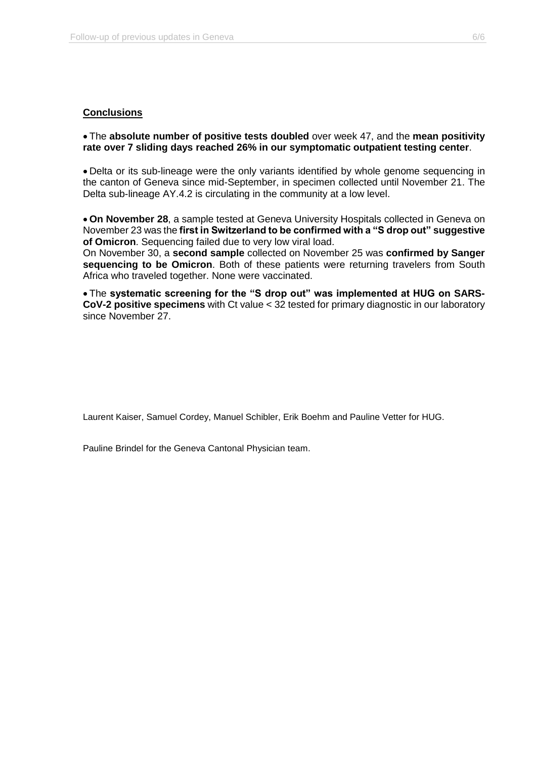**Conclusions**

- The **absolute number of positive tests doubled** over week 47, and the **mean positivity rate over 7 sliding days reached 26% in our symptomatic outpatient testing center**.

- Delta or its sub-lineage were the only variants identified by whole genome sequencing in the canton of Geneva since mid-September, in specimen collected until November 21. The Delta sub-lineage AY.4.2 is circulating in the community at a low level.

- **On November 28**, a sample tested at Geneva University Hospitals collected in Geneva on November 23 was the **first in Switzerland to be confirmed with a "S drop out" suggestive of Omicron**. Sequencing failed due to very low viral load.
On November 30, a **second sample** collected on November 25 was **confirmed by Sanger sequencing to be Omicron**. Both of these patients were returning travelers from South Africa who traveled together. None were vaccinated.

- The **systematic screening for the "S drop out" was implemented at HUG on SARS-CoV-2 positive specimens** with Ct value < 32 tested for primary diagnostic in our laboratory since November 27.

Laurent Kaiser, Samuel Cordey, Manuel Schibler, Erik Boehm and Pauline Vetter for HUG.

Pauline Brindel for the Geneva Cantonal Physician team.